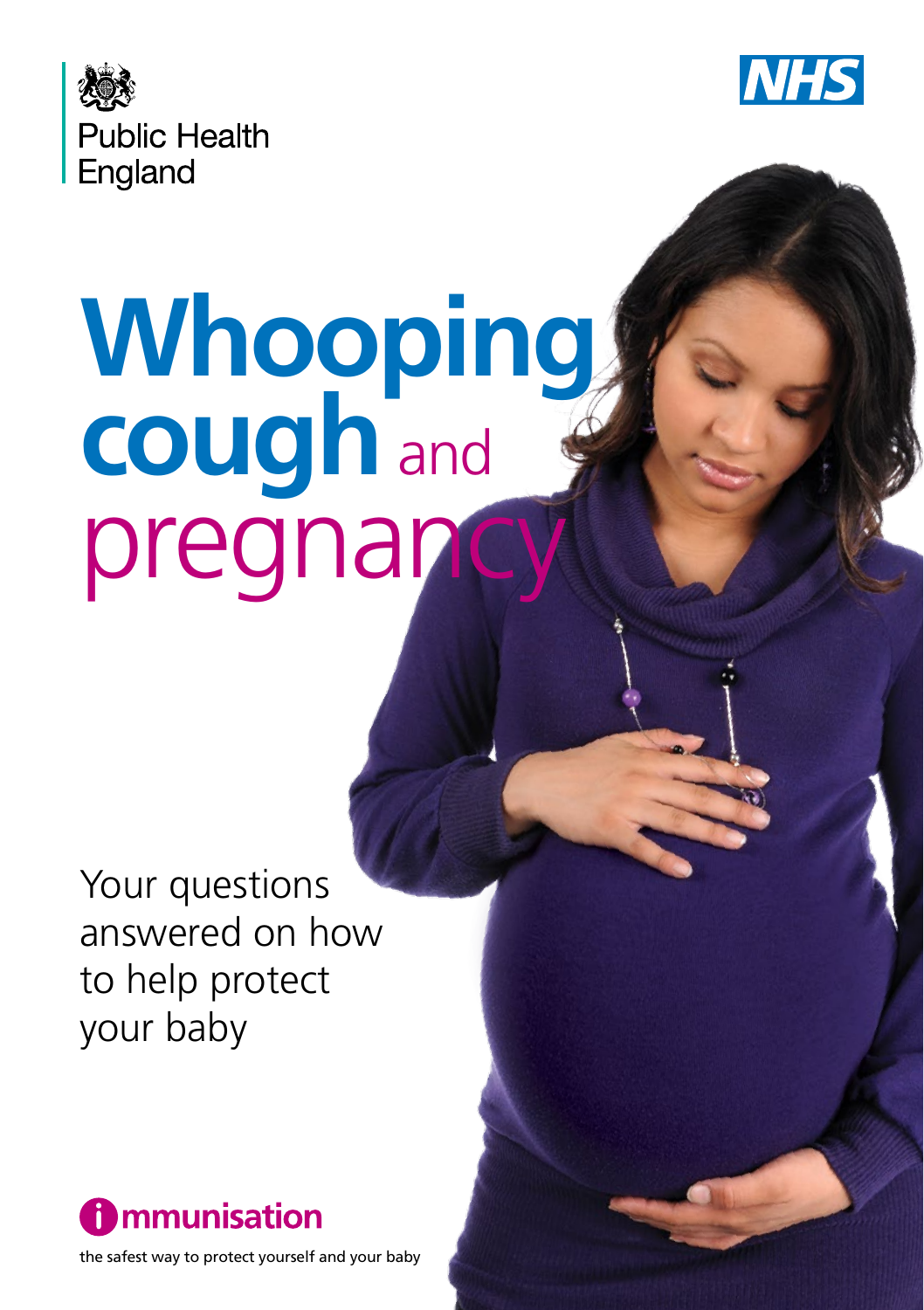Public Health England

NHS

# Whooping cough and pregnancy

Your questions answered on how to help protect your baby

immunisation

the safest way to protect yourself and your baby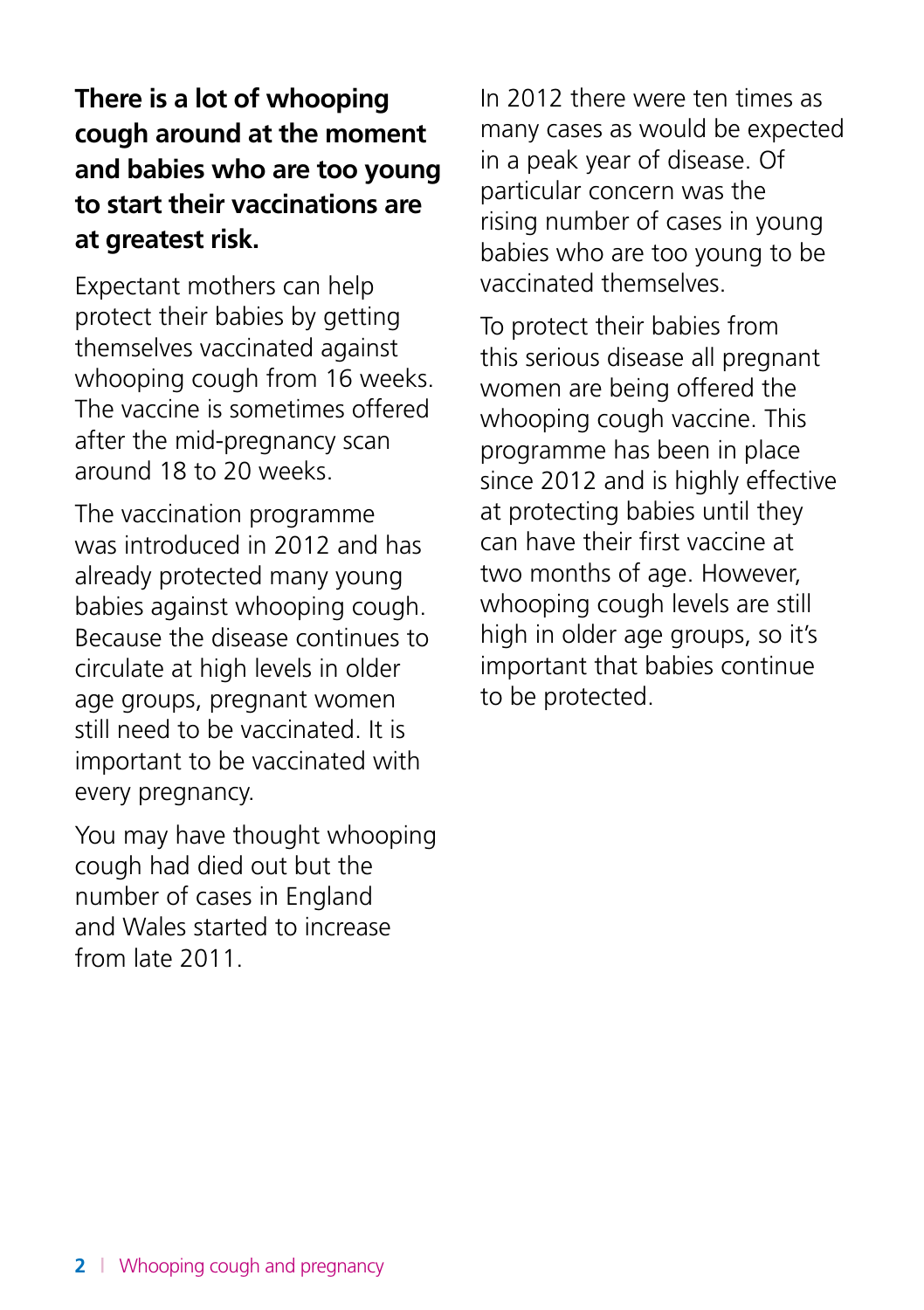**There is a lot of whooping cough around at the moment and babies who are too young to start their vaccinations are at greatest risk.**

Expectant mothers can help protect their babies by getting themselves vaccinated against whooping cough from 16 weeks. The vaccine is sometimes offered after the mid-pregnancy scan around 18 to 20 weeks.

The vaccination programme was introduced in 2012 and has already protected many young babies against whooping cough. Because the disease continues to circulate at high levels in older age groups, pregnant women still need to be vaccinated. It is important to be vaccinated with every pregnancy.

You may have thought whooping cough had died out but the number of cases in England and Wales started to increase from late 2011.

In 2012 there were ten times as many cases as would be expected in a peak year of disease. Of particular concern was the rising number of cases in young babies who are too young to be vaccinated themselves.

To protect their babies from this serious disease all pregnant women are being offered the whooping cough vaccine. This programme has been in place since 2012 and is highly effective at protecting babies until they can have their first vaccine at two months of age. However, whooping cough levels are still high in older age groups, so it's important that babies continue to be protected.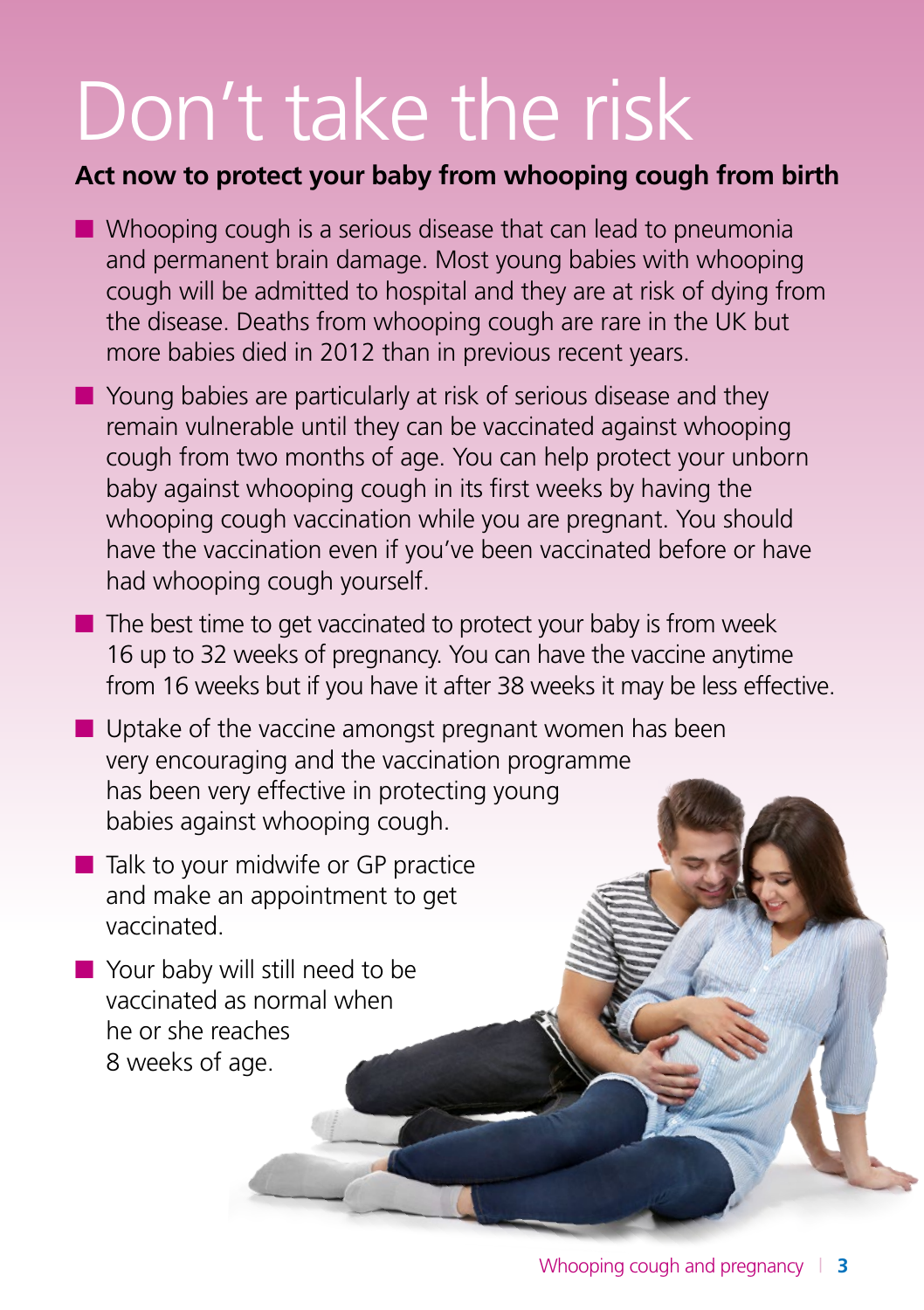# Don't take the risk

**Act now to protect your baby from whooping cough from birth**

- Whooping cough is a serious disease that can lead to pneumonia and permanent brain damage. Most young babies with whooping cough will be admitted to hospital and they are at risk of dying from the disease. Deaths from whooping cough are rare in the UK but more babies died in 2012 than in previous recent years.
- Young babies are particularly at risk of serious disease and they remain vulnerable until they can be vaccinated against whooping cough from two months of age. You can help protect your unborn baby against whooping cough in its first weeks by having the whooping cough vaccination while you are pregnant. You should have the vaccination even if you've been vaccinated before or have had whooping cough yourself.
- The best time to get vaccinated to protect your baby is from week 16 up to 32 weeks of pregnancy. You can have the vaccine anytime from 16 weeks but if you have it after 38 weeks it may be less effective.
- Uptake of the vaccine amongst pregnant women has been very encouraging and the vaccination programme has been very effective in protecting young babies against whooping cough.
- Talk to your midwife or GP practice and make an appointment to get vaccinated.
- Your baby will still need to be vaccinated as normal when he or she reaches 8 weeks of age.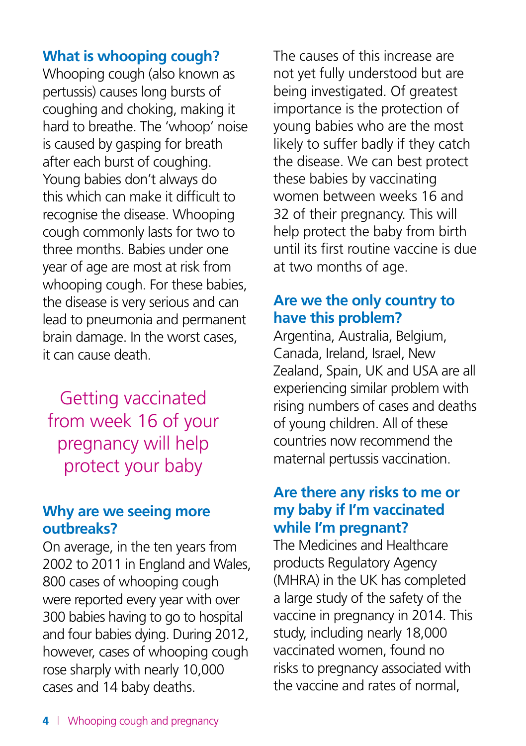## What is whooping cough?

Whooping cough (also known as pertussis) causes long bursts of coughing and choking, making it hard to breathe. The 'whoop' noise is caused by gasping for breath after each burst of coughing. Young babies don't always do this which can make it difficult to recognise the disease. Whooping cough commonly lasts for two to three months. Babies under one year of age are most at risk from whooping cough. For these babies, the disease is very serious and can lead to pneumonia and permanent brain damage. In the worst cases, it can cause death.

Getting vaccinated from week 16 of your pregnancy will help protect your baby

## Why are we seeing more outbreaks?

On average, in the ten years from 2002 to 2011 in England and Wales, 800 cases of whooping cough were reported every year with over 300 babies having to go to hospital and four babies dying. During 2012, however, cases of whooping cough rose sharply with nearly 10,000 cases and 14 baby deaths.

The causes of this increase are not yet fully understood but are being investigated. Of greatest importance is the protection of young babies who are the most likely to suffer badly if they catch the disease. We can best protect these babies by vaccinating women between weeks 16 and 32 of their pregnancy. This will help protect the baby from birth until its first routine vaccine is due at two months of age.

## Are we the only country to have this problem?

Argentina, Australia, Belgium, Canada, Ireland, Israel, New Zealand, Spain, UK and USA are all experiencing similar problem with rising numbers of cases and deaths of young children. All of these countries now recommend the maternal pertussis vaccination.

## Are there any risks to me or my baby if I'm vaccinated while I'm pregnant?

The Medicines and Healthcare products Regulatory Agency (MHRA) in the UK has completed a large study of the safety of the vaccine in pregnancy in 2014. This study, including nearly 18,000 vaccinated women, found no risks to pregnancy associated with the vaccine and rates of normal,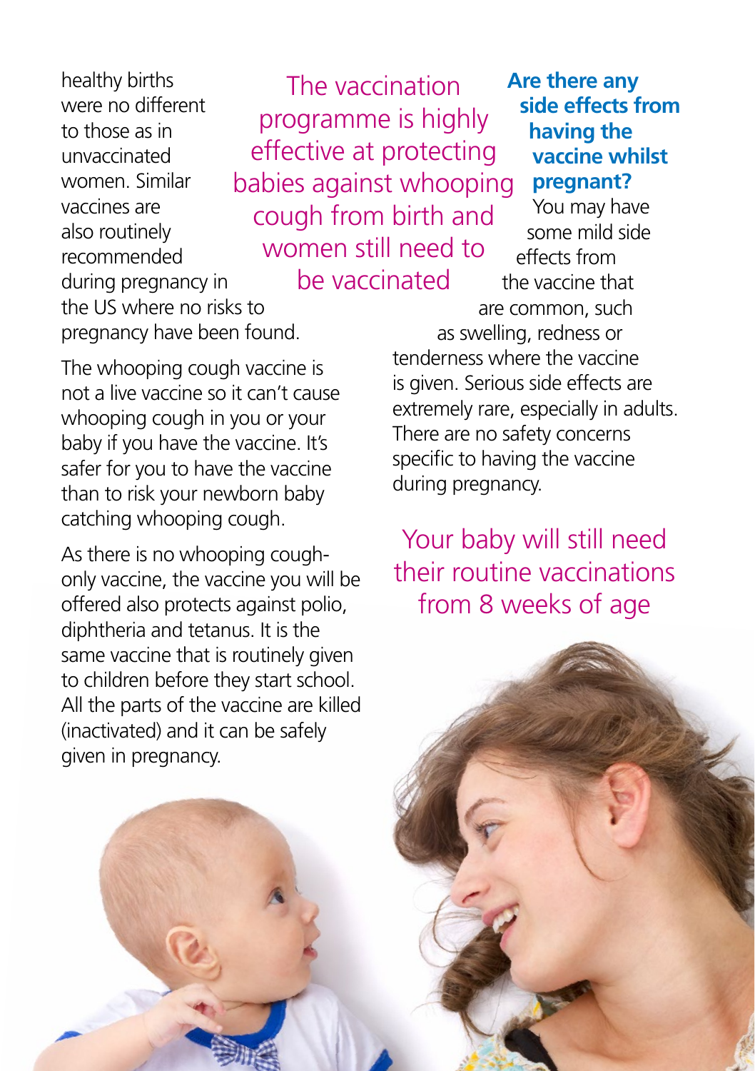healthy births were no different to those as in unvaccinated women. Similar vaccines are also routinely recommended during pregnancy in the US where no risks to pregnancy have been found.

The whooping cough vaccine is not a live vaccine so it can't cause whooping cough in you or your baby if you have the vaccine. It's safer for you to have the vaccine than to risk your newborn baby catching whooping cough.

As there is no whooping cough-only vaccine, the vaccine you will be offered also protects against polio, diphtheria and tetanus. It is the same vaccine that is routinely given to children before they start school. All the parts of the vaccine are killed (inactivated) and it can be safely given in pregnancy.

The vaccination programme is highly effective at protecting babies against whooping cough from birth and women still need to be vaccinated

## Are there any side effects from having the vaccine whilst pregnant?

You may have some mild side effects from the vaccine that are common, such as swelling, redness or tenderness where the vaccine is given. Serious side effects are extremely rare, especially in adults. There are no safety concerns specific to having the vaccine during pregnancy.

Your baby will still need their routine vaccinations from 8 weeks of age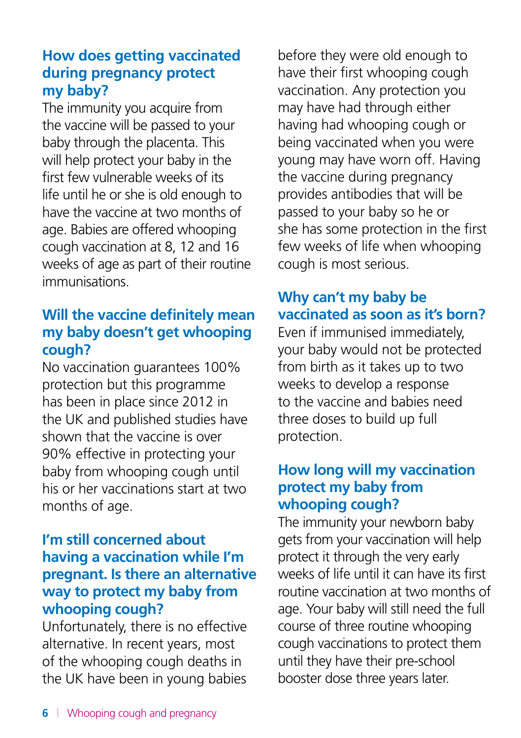## How does getting vaccinated during pregnancy protect my baby?

The immunity you acquire from the vaccine will be passed to your baby through the placenta. This will help protect your baby in the first few vulnerable weeks of its life until he or she is old enough to have the vaccine at two months of age. Babies are offered whooping cough vaccination at 8, 12 and 16 weeks of age as part of their routine immunisations.

## Will the vaccine definitely mean my baby doesn't get whooping cough?

No vaccination guarantees 100% protection but this programme has been in place since 2012 in the UK and published studies have shown that the vaccine is over 90% effective in protecting your baby from whooping cough until his or her vaccinations start at two months of age.

## I'm still concerned about having a vaccination while I'm pregnant. Is there an alternative way to protect my baby from whooping cough?

Unfortunately, there is no effective alternative. In recent years, most of the whooping cough deaths in the UK have been in young babies before they were old enough to have their first whooping cough vaccination. Any protection you may have had through either having had whooping cough or being vaccinated when you were young may have worn off. Having the vaccine during pregnancy provides antibodies that will be passed to your baby so he or she has some protection in the first few weeks of life when whooping cough is most serious.

## Why can't my baby be vaccinated as soon as it's born?

Even if immunised immediately, your baby would not be protected from birth as it takes up to two weeks to develop a response to the vaccine and babies need three doses to build up full protection.

## How long will my vaccination protect my baby from whooping cough?

The immunity your newborn baby gets from your vaccination will help protect it through the very early weeks of life until it can have its first routine vaccination at two months of age. Your baby will still need the full course of three routine whooping cough vaccinations to protect them until they have their pre-school booster dose three years later.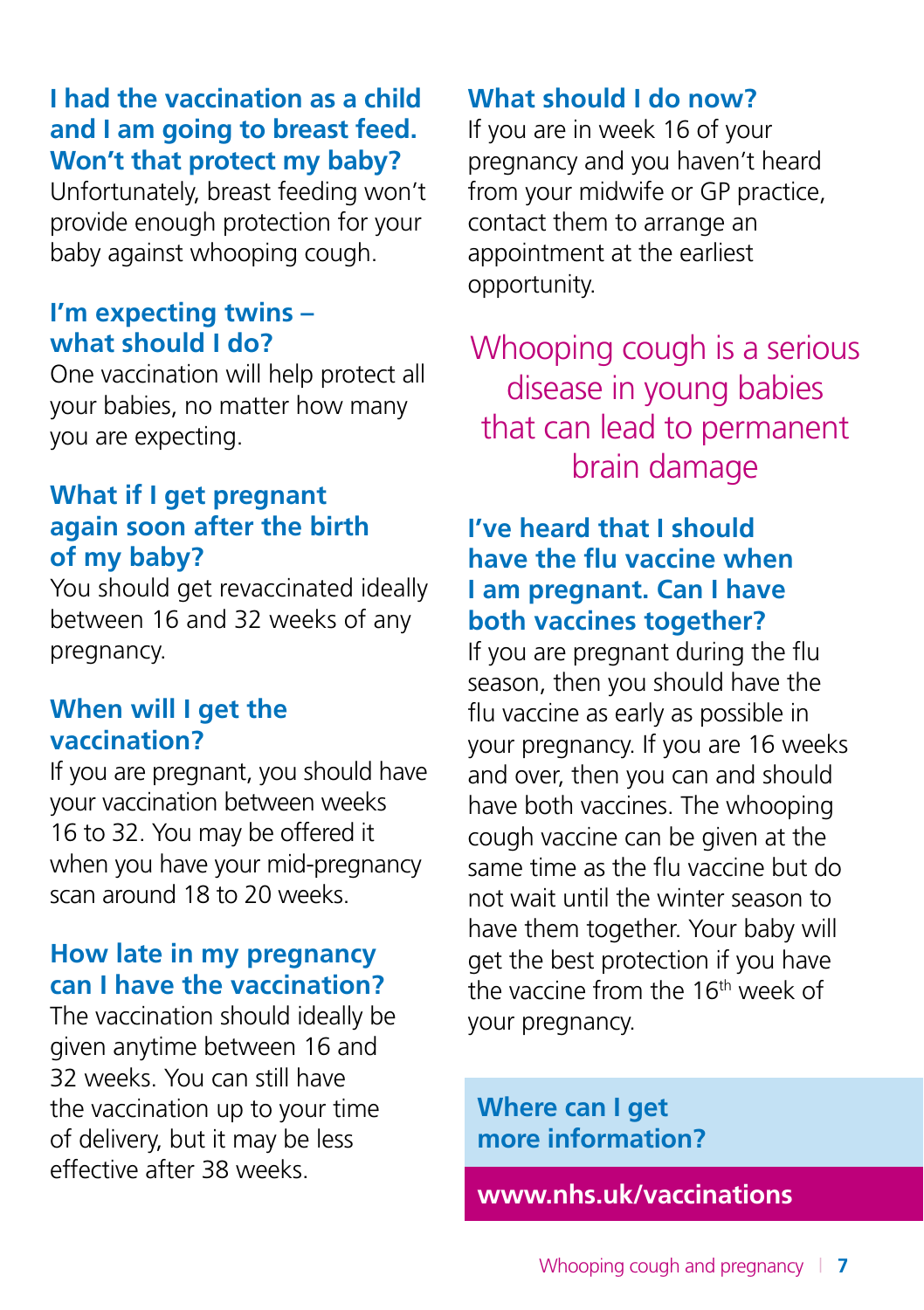### I had the vaccination as a child and I am going to breast feed. Won't that protect my baby?

Unfortunately, breast feeding won't provide enough protection for your baby against whooping cough.

### I'm expecting twins – what should I do?

One vaccination will help protect all your babies, no matter how many you are expecting.

### What if I get pregnant again soon after the birth of my baby?

You should get revaccinated ideally between 16 and 32 weeks of any pregnancy.

### When will I get the vaccination?

If you are pregnant, you should have your vaccination between weeks 16 to 32. You may be offered it when you have your mid-pregnancy scan around 18 to 20 weeks.

### How late in my pregnancy can I have the vaccination?

The vaccination should ideally be given anytime between 16 and 32 weeks. You can still have the vaccination up to your time of delivery, but it may be less effective after 38 weeks.

### What should I do now?

If you are in week 16 of your pregnancy and you haven't heard from your midwife or GP practice, contact them to arrange an appointment at the earliest opportunity.

Whooping cough is a serious disease in young babies that can lead to permanent brain damage

### I've heard that I should have the flu vaccine when I am pregnant. Can I have both vaccines together?

If you are pregnant during the flu season, then you should have the flu vaccine as early as possible in your pregnancy. If you are 16 weeks and over, then you can and should have both vaccines. The whooping cough vaccine can be given at the same time as the flu vaccine but do not wait until the winter season to have them together. Your baby will get the best protection if you have the vaccine from the 16th week of your pregnancy.

### Where can I get more information?

**www.nhs.uk/vaccinations**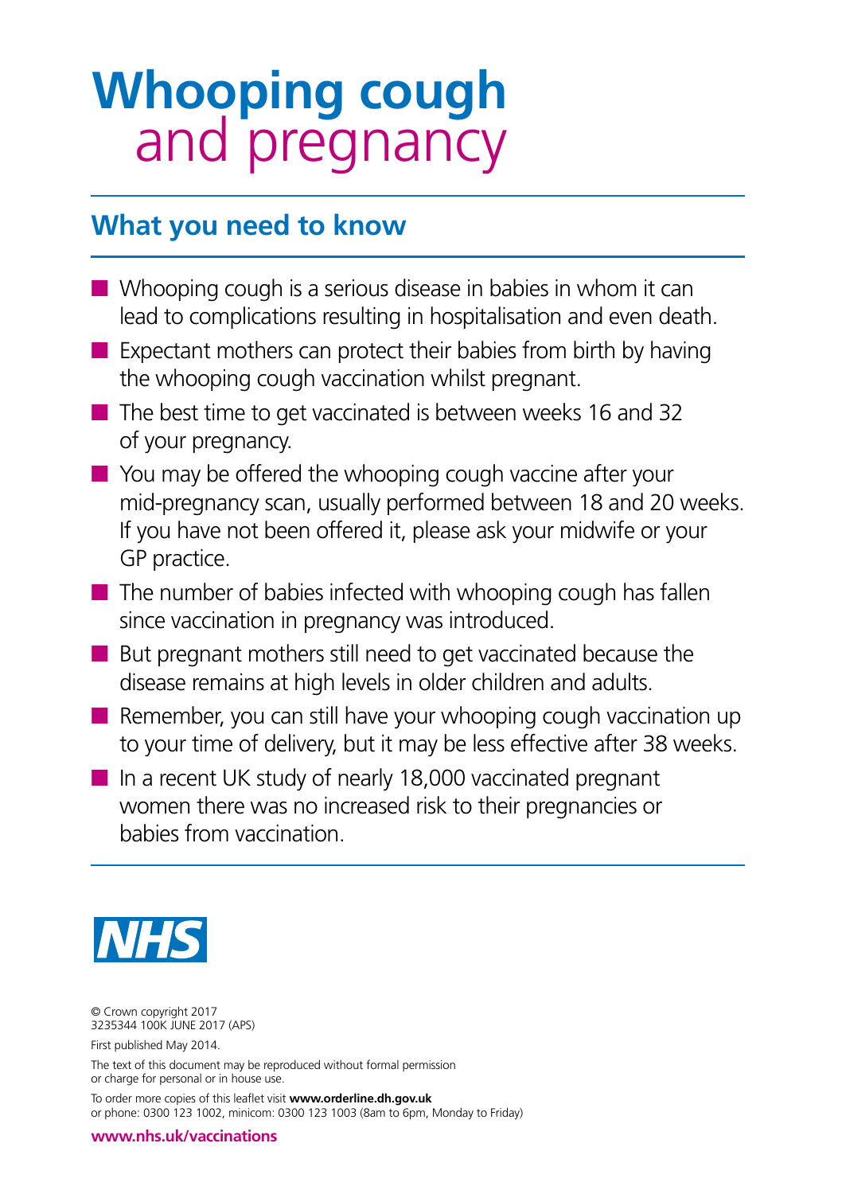# Whooping cough and pregnancy

## What you need to know

- Whooping cough is a serious disease in babies in whom it can lead to complications resulting in hospitalisation and even death.
- Expectant mothers can protect their babies from birth by having the whooping cough vaccination whilst pregnant.
- The best time to get vaccinated is between weeks 16 and 32 of your pregnancy.
- You may be offered the whooping cough vaccine after your mid-pregnancy scan, usually performed between 18 and 20 weeks. If you have not been offered it, please ask your midwife or your GP practice.
- The number of babies infected with whooping cough has fallen since vaccination in pregnancy was introduced.
- But pregnant mothers still need to get vaccinated because the disease remains at high levels in older children and adults.
- Remember, you can still have your whooping cough vaccination up to your time of delivery, but it may be less effective after 38 weeks.
- In a recent UK study of nearly 18,000 vaccinated pregnant women there was no increased risk to their pregnancies or babies from vaccination.

NHS

© Crown copyright 2017
3235344 100K JUNE 2017 (APS)

First published May 2014.

The text of this document may be reproduced without formal permission or charge for personal or in house use.

To order more copies of this leaflet visit **www.orderline.dh.gov.uk**
or phone: 0300 123 1002, minicom: 0300 123 1003 (8am to 6pm, Monday to Friday)

**www.nhs.uk/vaccinations**